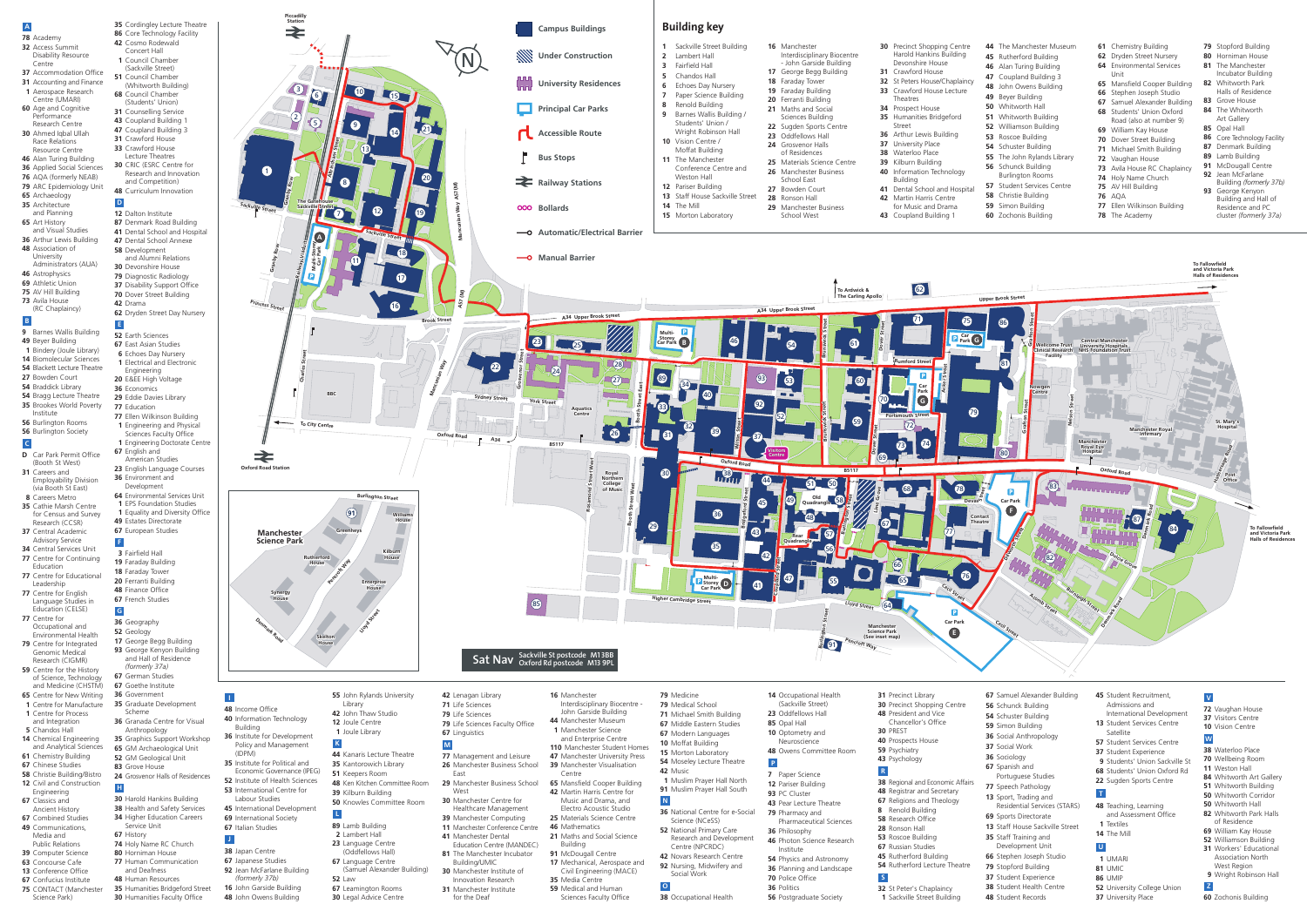# Building key

1 Sackville Street Building
2 Lambert Hall
3 Fairfield Hall
5 Chandos Hall
6 Echoes Day Nursery
7 Paper Science Building
8 Renold Building
9 Barnes Wallis Building / Students' Union / Wright Robinson Hall
10 Vision Centre / Moffat Building
11 The Manchester Conference Centre and Weston Hall
12 Pariser Building
13 Staff House Sackville Street
14 The Mill
15 Morton Laboratory
16 Manchester Interdisciplinary Biocentre - John Garside Building
17 George Begg Building
18 Faraday Tower
19 Faraday Building
20 Ferranti Building
21 Maths and Social Sciences Building
22 Sugden Sports Centre
23 Oddfellows Hall
24 Grosvenor Halls of Residences
25 Materials Science Centre
26 Manchester Business School East
27 Bowden Court
28 Ronson Hall
29 Manchester Business School West
30 Precinct Shopping Centre Harold Hankins Building Devonshire House
31 Crawford House
32 St Peters House/Chaplaincy
33 Crawford House Lecture Theatres
34 Prospect House
35 Humanities Bridgeford Street
36 Arthur Lewis Building
37 University Place
38 Waterloo Place
39 Kilburn Building
40 Information Technology Building
41 Dental School and Hospital
42 Martin Harris Centre for Music and Drama
43 Coupland Building 1
44 The Manchester Museum
45 Rutherford Building
46 Alan Turing Building
47 Coupland Building 3
48 John Owens Building
49 Beyer Building
50 Whitworth Hall
51 Whitworth Building
52 Williamson Building
53 Roscoe Building
54 Schuster Building
55 The John Rylands Library
56 Schunck Building Burlington Rooms
57 Student Services Centre
58 Christie Building
59 Simon Building
60 Zochonis Building
61 Chemistry Building
62 Dryden Street Nursery
64 Environmental Services Unit
65 Mansfield Cooper Building
66 Stephen Joseph Studio
67 Samuel Alexander Building
68 Students' Union Oxford Road (also at number 9)
69 William Kay House
70 Dover Street Building
71 Michael Smith Building
72 Vaughan House
73 Avila House RC Chaplaincy
74 Holy Name Church
75 AV Hill Building
76 AQA
77 Ellen Wilkinson Building
78 The Academy
79 Stopford Building
80 Horniman House
81 The Manchester Incubator Building
82 Whitworth Park Halls of Residence
83 Grove House
84 The Whitworth Art Gallery
86 Core Technology Facility
87 Denmark Building
89 Lamb Building
91 McDougall Centre
92 Jean McFarlane Building *(formerly 37b)*
93 George Kenyon Building and Hall of Residence and PC cluster *(formerly 37a)*

## Key

- Campus Buildings
- Under Construction
- University Residences
- Principal Car Parks
- Accessible Route
- Bus Stops
- Railway Stations
- Bollards
- Automatic/Electrical Barrier
- Manual Barrier

**Sat Nav** Sackville St postcode M13BB / Oxford Rd postcode M13 9PL

## A
78 Academy
32 Access Summit Disability Resource Centre
37 Accommodation Office
31 Accounting and Finance
1 Aerospace Research Centre (UMARI)
60 Age and Cognitive Performance Research Centre
30 Ahmed Iqbal Ullah Race Relations Resource Centre
46 Alan Turing Building
36 Applied Social Sciences
76 AQA (formerly NEAB)
79 ARC Epidemiology Unit
65 Archaeology
35 Architecture and Planning
65 Art History and Visual Studies
36 Arthur Lewis Building
48 Association of University Administrators (AUA)
46 Astrophysics
69 Athletic Union
75 AV Hill Building
73 Avila House (RC Chaplaincy)

## B
9 Barnes Wallis Building
49 Beyer Building
1 Bindery (Joule Library)
14 Biomolecular Sciences
54 Blackett Lecture Theatre
27 Bowden Court
54 Braddick Library
54 Bragg Lecture Theatre
35 Brookes World Poverty Institute
56 Burlington Rooms
56 Burlington Society

## C
D Car Park Permit Office (Booth St West)
31 Careers and Employability Division (via Booth St East)
8 Careers Metro
35 Cathie Marsh Centre for Census and Survey Research (CCSR)
37 Central Academic Advisory Service
34 Central Services Unit
77 Centre for Continuing Education
77 Centre for Educational Leadership
77 Centre for English Language Studies in Education (CELSE)
77 Centre for Occupational and Environmental Health
79 Centre for Integrated Genomic Medical Research (CIGMR)
59 Centre for the History of Science, Technology and Medicine (CHSTM)
65 Centre for New Writing
1 Centre for Manufacture
1 Centre for Process and Integration
5 Chandos Hall
14 Chemical Engineering and Analytical Sciences
61 Chemistry Building
67 Chinese Studies
58 Christie Building/Bistro
12 Civil and Construction Engineering
67 Classics and Ancient History
67 Combined Studies
49 Communications, Media and Public Relations
39 Computer Science
63 Concourse Café
13 Conference Office
67 Confucius Institute
75 CONTACT (Manchester Science Park)
35 Cordingley Lecture Theatre
86 Core Technology Facility
42 Cosmo Rodewald Concert Hall
1 Council Chamber (Sackville Street)
51 Council Chamber (Whitworth Building)
68 Council Chamber (Students' Union)
31 Counselling Service
43 Coupland Building 1
47 Coupland Building 3
31 Crawford House
33 Crawford House Lecture Theatres
30 CRIC (ESRC Centre for Research and Innovation and Competition)
48 Curriculum Innovation

## D
12 Dalton Institute
87 Denmark Road Building
41 Dental School and Hospital
47 Dental School Annexe
58 Development and Alumni Relations
30 Devonshire House
79 Diagnostic Radiology
37 Disability Support Office
70 Dover Street Building
42 Drama
62 Dryden Street Day Nursery

## E
52 Earth Sciences
67 East Asian Studies
6 Echoes Day Nursery
1 Electrical and Electronic Engineering
20 E&EE High Voltage
36 Economics
29 Eddie Davies Library
77 Education
77 Ellen Wilkinson Building
1 Engineering and Physical Sciences Faculty Office
1 Engineering Doctorate Centre
67 English and American Studies
23 English Language Courses
36 Environment and Development
64 Environmental Services Unit
1 EPS Foundation Studies
1 Equality and Diversity Office
49 Estates Directorate
67 European Studies

## F
3 Fairfield Hall
19 Faraday Building
18 Faraday Tower
20 Ferranti Building
48 Finance Office
67 French Studies

## G
36 Geography
52 Geology
17 George Begg Building
93 George Kenyon Building and Hall of Residence *(formerly 37a)*
67 German Studies
67 Goethe Institute
36 Government
35 Graduate Development Scheme
36 Granada Centre for Visual Anthropology
35 Graphics Support Workshop
65 GM Archaeological Unit
52 GM Geological Unit
83 Grove House
24 Grosvenor Halls of Residences

## H
30 Harold Hankins Building
38 Health and Safety Services
34 Higher Education Careers Service Unit
67 History
74 Holy Name RC Church
80 Horniman House
77 Human Communication and Deafness
48 Human Resources
35 Humanities Bridgeford Street
30 Humanities Faculty Office

## I
48 Income Office
40 Information Technology Building
36 Institute for Development Policy and Management (IDPM)
35 Institute for Political and Economic Governance (IPEG)
53 Institute of Health Sciences
53 International Centre for Labour Studies
45 International Development
69 International Society
67 Italian Studies

## J
38 Japan Centre
67 Japanese Studies
92 Jean McFarlane Building *(formerly 37b)*
16 John Garside Building
48 John Owens Building
55 John Rylands University Library
42 John Thaw Studio
12 Joule Centre
1 Joule Library

## K
44 Kanaris Lecture Theatre
35 Kantorowich Library
51 Keepers Room
48 Ken Kitchen Committee Room
39 Kilburn Building
50 Knowles Committee Room

## L
89 Lamb Building
2 Lambert Hall
23 Language Centre (Oddfellows Hall)
67 Language Centre (Samuel Alexander Building)
52 Law
67 Learning Rooms
30 Legal Advice Centre
42 Lenagan Library
71 Life Sciences
79 Life Sciences
79 Life Sciences Faculty Office
67 Linguistics

## M
77 Management and Leisure
26 Manchester Business School East
29 Manchester Business School West
30 Manchester Centre for Healthcare Management
39 Manchester Computing
11 Manchester Conference Centre
41 Manchester Dental Education Centre (MANDEC)
81 The Manchester Incubator Building/UMIC
31 Manchester Institute of Innovation Research
31 Manchester Institute for the Deaf
16 Manchester Interdisciplinary Biocentre - John Garside Building
44 Manchester Museum
1 Manchester Science and Enterprise Centre
110 Manchester Student Homes
47 Manchester University Press
39 Manchester Visualisation Centre
65 Mansfield Cooper Building
42 Martin Harris Centre for Music and Drama, and Electro Acoustic Studio
25 Materials Science Centre
46 Mathematics
21 Maths and Social Science Building
91 McDougall Centre
17 Mechanical, Aerospace and Civil Engineering (MACE)
35 Media Centre
59 Medical and Human Sciences Faculty Office
79 Medicine
79 Medical School
71 Michael Smith Building
67 Middle Eastern Studies
67 Modern Languages
10 Moffat Building
15 Morton Laboratory
54 Moseley Lecture Theatre
42 Music
1 Muslim Prayer Hall North
91 Muslim Prayer Hall South

## N
36 National Centre for e-Social Science (NCeSS)
52 National Primary Care Research and Development Centre (NPCRDC)
42 Novars Research Centre
92 Nursing, Midwifery and Social Work

## O
38 Occupational Health
14 Occupational Health (Sackville Street)
23 Oddfellows Hall
85 Opal Hall
10 Optometry and Neuroscience
48 Owens Committee Room

## P
7 Paper Science
12 Pariser Building
93 PC Cluster
43 Pear Lecture Theatre
79 Pharmacy and Pharmaceutical Sciences
36 Philosophy
46 Photon Science Research Institute
54 Physics and Astronomy
36 Planning and Landscape
70 Police Office
36 Politics
56 Postgraduate Society
31 Precinct Library
30 Precinct Shopping Centre
48 President and Vice Chancellor's Office
30 PREST
40 Prospects House
59 Psychiatry
43 Psychology

## R
38 Regional and Economic Affairs
48 Registrar and Secretary
67 Religions and Theology
8 Renold Building
58 Research Office
28 Ronson Hall
53 Roscoe Building
67 Russian Studies
45 Rutherford Building
54 Rutherford Lecture Theatre

## S
32 St Peter's Chaplaincy
1 Sackville Street Building
67 Samuel Alexander Building
56 Schunck Building
54 Schuster Building
59 Simon Building
36 Social Anthropology
37 Social Work
36 Sociology
67 Spanish and Portuguese Studies
77 Speech Pathology
13 Sport, Trading and Residential Services (STARS)
69 Sports Directorate
13 Staff House Sackville Street
35 Staff Training and Development Unit
66 Stephen Joseph Studio
79 Stopford Building
37 Student Experience
38 Student Health Centre
48 Student Records
45 Student Recruitment, Admissions and International Development
13 Student Services Centre Satellite
57 Student Services Centre
37 Student Experience
9 Students' Union Sackville St
68 Students' Union Oxford Rd
22 Sugden Sports Centre

## T
48 Teaching, Learning and Assessment Office
1 Textiles
14 The Mill

## U
1 UMARI
81 UMIC
86 UMIP
52 University College Union
37 University Place

## V
72 Vaughan House
37 Visitors Centre
10 Vision Centre

## W
38 Waterloo Place
70 Wellbeing Room
11 Weston Hall
84 Whitworth Art Gallery
51 Whitworth Building
50 Whitworth Corridor
50 Whitworth Hall
82 Whitworth Park Halls of Residence
69 William Kay House
52 Williamson Building
31 Workers' Educational Association North West Region
9 Wright Robinson Hall

## Z
60 Zochonis Building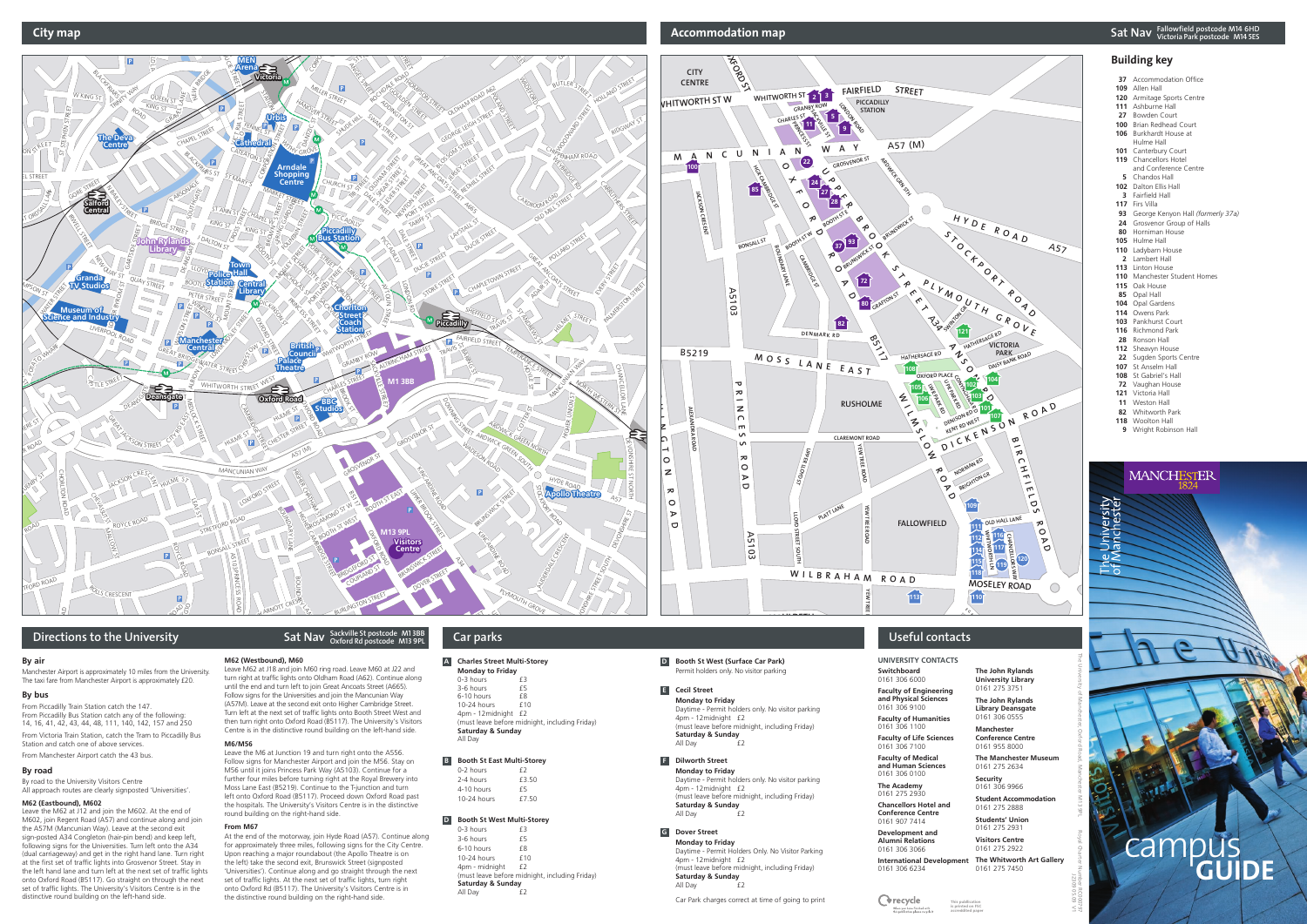## City map

## Accommodation map

**Sat Nav** Fallowfield postcode M14 6HD Victoria Park postcode M14 5ES

## Building key

- **37** Accommodation Office
- **109** Allen Hall
- **120** Armitage Sports Centre
- **111** Ashburne Hall
- **27** Bowden Court
- **100** Brian Redhead Court
- **106** Burkhardt House at Hulme Hall
- **101** Canterbury Court
- **119** Chancellors Hotel and Conference Centre
- **5** Chandos Hall
- **102** Dalton Ellis Hall
- **3** Fairfield Hall
- **117** Firs Villa
- **93** George Kenyon Hall *(formerly 37a)*
- **24** Grosvenor Group of Halls
- **80** Horniman House
- **105** Hulme Hall
- **110** Ladybarn House
- **2** Lambert Hall
- **113** Linton House
- **110** Manchester Student Homes
- **115** Oak House
- **85** Opal Hall
- **104** Opal Gardens
- **114** Owens Park
- **103** Pankhurst Court
- **116** Richmond Park
- **28** Ronson Hall
- **112** Sheavyn House
- **22** Sugden Sports Centre
- **107** St Anselm Hall
- **108** St Gabriel's Hall
- **72** Vaughan House
- **121** Victoria Hall
- **11** Weston Hall
- **82** Whitworth Park
- **118** Woolton Hall
- **9** Wright Robinson Hall

## Directions to the University

**Sat Nav** Sackville St postcode M1 3BB Oxford Rd postcode M13 9PL

### By air

Manchester Airport is approximately 10 miles from the University. The taxi fare from Manchester Airport is approximately £20.

### By bus

From Piccadilly Train Station catch the 147.
From Piccadilly Bus Station catch any of the following: 14, 16, 41, 42, 43, 44, 48, 111, 140, 142, 157 and 250

From Victoria Train Station, catch the Tram to Piccadilly Bus Station and catch one of above services.

From Manchester Airport catch the 43 bus.

### By road

By road to the University Visitors Centre
All approach routes are clearly signposted 'Universities'.

#### M62 (Eastbound), M602

Leave the M62 at J12 and join the M602. At the end of M602, join Regent Road (A57) and continue along and join the A57M (Mancunian Way). Leave at the second exit sign-posted A34 Congleton (hair-pin bend) and keep left, following signs for the Universities. Turn left onto the A34 (dual carriageway) and get in the right hand lane. Turn right at the first set of traffic lights into Grosvenor Street. Stay in the left hand lane and turn left at the next set of traffic lights onto Oxford Road (B5117). Go straight on through the next set of traffic lights. The University's Visitors Centre is in the distinctive round building on the left-hand side.

#### M62 (Westbound), M60

Leave M62 at J18 and join M60 ring road. Leave M60 at J22 and turn right at traffic lights onto Oldham Road (A62). Continue along until the end and turn left to join Great Ancoats Street (A665). Follow signs for the Universities and join the Mancunian Way (A57M). Leave at the second exit onto Higher Cambridge Street. Turn left at the next set of traffic lights onto Booth Street West and then turn right onto Oxford Road (B5117). The University's Visitors Centre is in the distinctive round building on the left-hand side.

#### M6/M56

Leave the M6 at Junction 19 and turn right onto the A556. Follow signs for Manchester Airport and join the M56. Stay on M56 until it joins Princess Park Way (A5103). Continue for a further four miles before turning right at the Royal Brewery into Moss Lane East (B5219). Continue to the T-junction and turn left onto Oxford Road (B5117). Proceed down Oxford Road past the hospitals. The University's Visitors Centre is in the distinctive round building on the right-hand side.

#### From M67

At the end of the motorway, join Hyde Road (A57). Continue along for approximately three miles, following signs for the City Centre. Upon reaching a major roundabout (the Apollo Theatre is on the left) take the second exit, Brunswick Street (signposted 'Universities'). Continue along and go straight through the next set of traffic lights. At the next set of traffic lights, turn right onto Oxford Rd (B5117). The University's Visitors Centre is in the distinctive round building on the right-hand side.

## Car parks

**A Charles Street Multi-Storey**

**Monday to Friday**

| | |
|---|---|
| 0-3 hours | £3 |
| 3-6 hours | £5 |
| 6-10 hours | £8 |
| 10-24 hours | £10 |
| 4pm - 12midnight | £2 |

(must leave before midnight, including Friday)
**Saturday & Sunday**
All Day

**B Booth St East Multi-Storey**

| | |
|---|---|
| 0-2 hours | £2 |
| 2-4 hours | £3.50 |
| 4-10 hours | £5 |
| 10-24 hours | £7.50 |

**D Booth St West Multi-Storey**

| | |
|---|---|
| 0-3 hours | £3 |
| 3-6 hours | £5 |
| 6-10 hours | £8 |
| 10-24 hours | £10 |
| 4pm - midnight | £2 |

(must leave before midnight, including Friday)
**Saturday & Sunday**
All Day £2

**D Booth St West (Surface Car Park)**
Permit holders only. No visitor parking

**E Cecil Street**
**Monday to Friday**
Daytime - Permit holders only. No visitor parking
4pm - 12midnight £2
(must leave before midnight, including Friday)
**Saturday & Sunday**
All Day £2

**F Dilworth Street**
**Monday to Friday**
Daytime - Permit holders only. No visitor parking
4pm - 12midnight £2
(must leave before midnight, including Friday)
**Saturday & Sunday**
All Day £2

**G Dover Street**
**Monday to Friday**
Daytime - Permit Holders Only. No Visitor Parking
4pm - 12midnight £2
(must leave before midnight, including Friday)
**Saturday & Sunday**
All Day £2

Car Park charges correct at time of going to print

## Useful contacts

### UNIVERSITY CONTACTS

**Switchboard**
0161 306 6000

**Faculty of Engineering and Physical Sciences**
0161 306 9100

**Faculty of Humanities**
0161 306 1100

**Faculty of Life Sciences**
0161 306 7100

**Faculty of Medical and Human Sciences**
0161 306 0100

**The Academy**
0161 275 2930

**Chancellors Hotel and Conference Centre**
0161 907 7414

**Development and Alumni Relations**
0161 306 3066

**International Development**
0161 306 6234

**The John Rylands University Library**
0161 275 3751

**The John Rylands Library Deansgate**
0161 306 0555

**Manchester Conference Centre**
0161 955 8000

**The Manchester Museum**
0161 275 2634

**Security**
0161 306 9966

**Student Accommodation**
0161 275 2888

**Students' Union**
0161 275 2931

**Visitors Centre**
0161 275 2922

**The Whitworth Art Gallery**
0161 275 7450

This publication is printed on FSC accredited paper

The University of Manchester, Oxford Road, Manchester M13 9PL Royal Charter Number RC000797 J2893 03.09 V1

MANCHESTER 1824
The University of Manchester

campus GUIDE